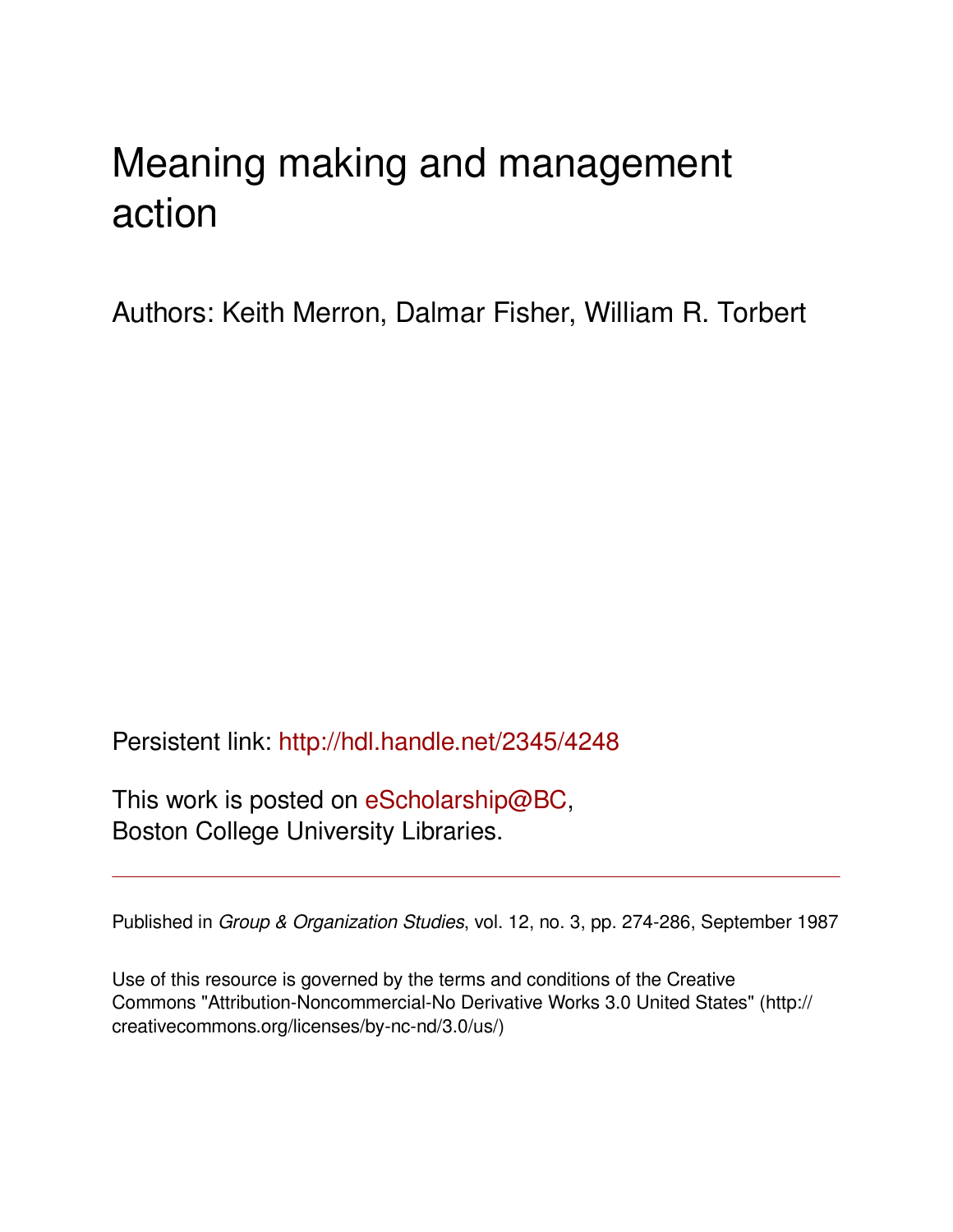# Meaning making and management action

Authors: Keith Merron, Dalmar Fisher, William R. Torbert

Persistent link: http://hdl.handle.net/2345/4248

This work is posted on eScholarship@BC,
Boston College University Libraries.

---

Published in *Group & Organization Studies*, vol. 12, no. 3, pp. 274-286, September 1987

Use of this resource is governed by the terms and conditions of the Creative Commons "Attribution-Noncommercial-No Derivative Works 3.0 United States" (http://creativecommons.org/licenses/by-nc-nd/3.0/us/)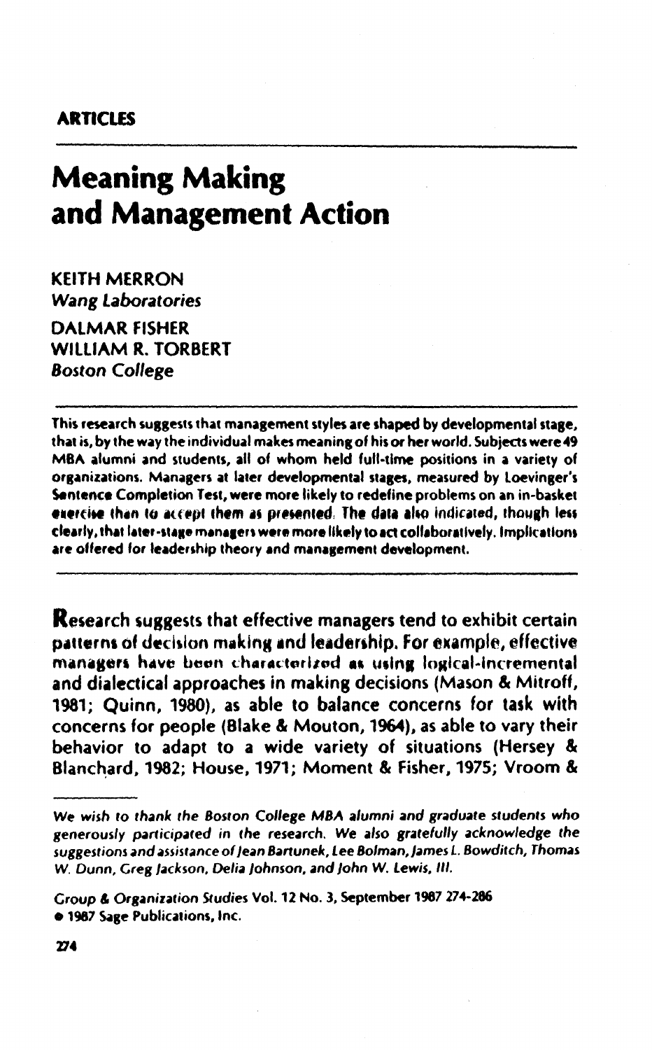**ARTICLES**

# Meaning Making and Management Action

KEITH MERRON
*Wang Laboratories*

DALMAR FISHER
WILLIAM R. TORBERT
*Boston College*

---

**This research suggests that management styles are shaped by developmental stage, that is, by the way the individual makes meaning of his or her world. Subjects were 49 MBA alumni and students, all of whom held full-time positions in a variety of organizations. Managers at later developmental stages, measured by Loevinger's Sentence Completion Test, were more likely to redefine problems on an in-basket exercise than to accept them as presented. The data also indicated, though less clearly, that later-stage managers were more likely to act collaboratively. Implications are offered for leadership theory and management development.**

---

Research suggests that effective managers tend to exhibit certain patterns of decision making and leadership. For example, effective managers have been characterized as using logical-incremental and dialectical approaches in making decisions (Mason & Mitroff, 1981; Quinn, 1980), as able to balance concerns for task with concerns for people (Blake & Mouton, 1964), as able to vary their behavior to adapt to a wide variety of situations (Hersey & Blanchard, 1982; House, 1971; Moment & Fisher, 1975; Vroom &

---

*We wish to thank the Boston College MBA alumni and graduate students who generously participated in the research. We also gratefully acknowledge the suggestions and assistance of Jean Bartunek, Lee Bolman, James L. Bowditch, Thomas W. Dunn, Greg Jackson, Delia Johnson, and John W. Lewis, III.*

Group & Organization Studies Vol. 12 No. 3, September 1987 274-286
© 1987 Sage Publications, Inc.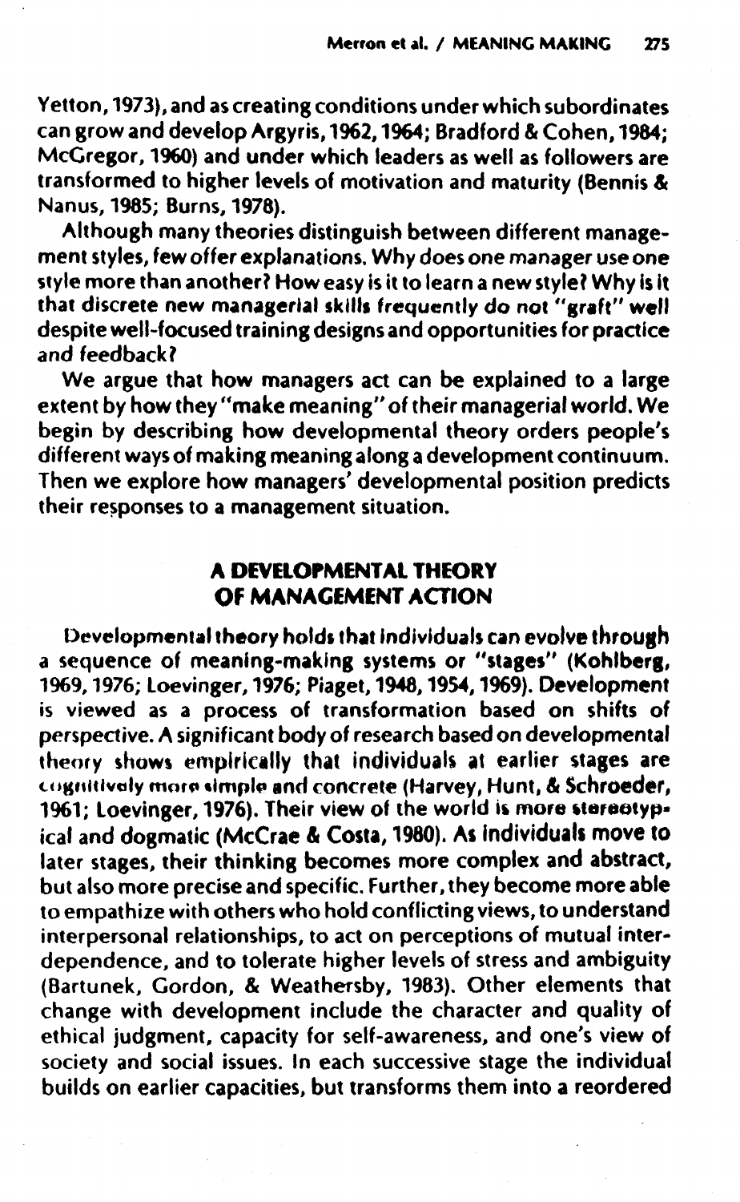Yetton, 1973), and as creating conditions under which subordinates can grow and develop Argyris, 1962, 1964; Bradford & Cohen, 1984; McGregor, 1960) and under which leaders as well as followers are transformed to higher levels of motivation and maturity (Bennis & Nanus, 1985; Burns, 1978).

Although many theories distinguish between different management styles, few offer explanations. Why does one manager use one style more than another? How easy is it to learn a new style? Why is it that discrete new managerial skills frequently do not "graft" well despite well-focused training designs and opportunities for practice and feedback?

We argue that how managers act can be explained to a large extent by how they "make meaning" of their managerial world. We begin by describing how developmental theory orders people's different ways of making meaning along a development continuum. Then we explore how managers' developmental position predicts their responses to a management situation.

## A DEVELOPMENTAL THEORY OF MANAGEMENT ACTION

Developmental theory holds that individuals can evolve through a sequence of meaning-making systems or "stages" (Kohlberg, 1969, 1976; Loevinger, 1976; Piaget, 1948, 1954, 1969). Development is viewed as a process of transformation based on shifts of perspective. A significant body of research based on developmental theory shows empirically that individuals at earlier stages are cognitively more simple and concrete (Harvey, Hunt, & Schroeder, 1961; Loevinger, 1976). Their view of the world is more stereotypical and dogmatic (McCrae & Costa, 1980). As individuals move to later stages, their thinking becomes more complex and abstract, but also more precise and specific. Further, they become more able to empathize with others who hold conflicting views, to understand interpersonal relationships, to act on perceptions of mutual interdependence, and to tolerate higher levels of stress and ambiguity (Bartunek, Gordon, & Weathersby, 1983). Other elements that change with development include the character and quality of ethical judgment, capacity for self-awareness, and one's view of society and social issues. In each successive stage the individual builds on earlier capacities, but transforms them into a reordered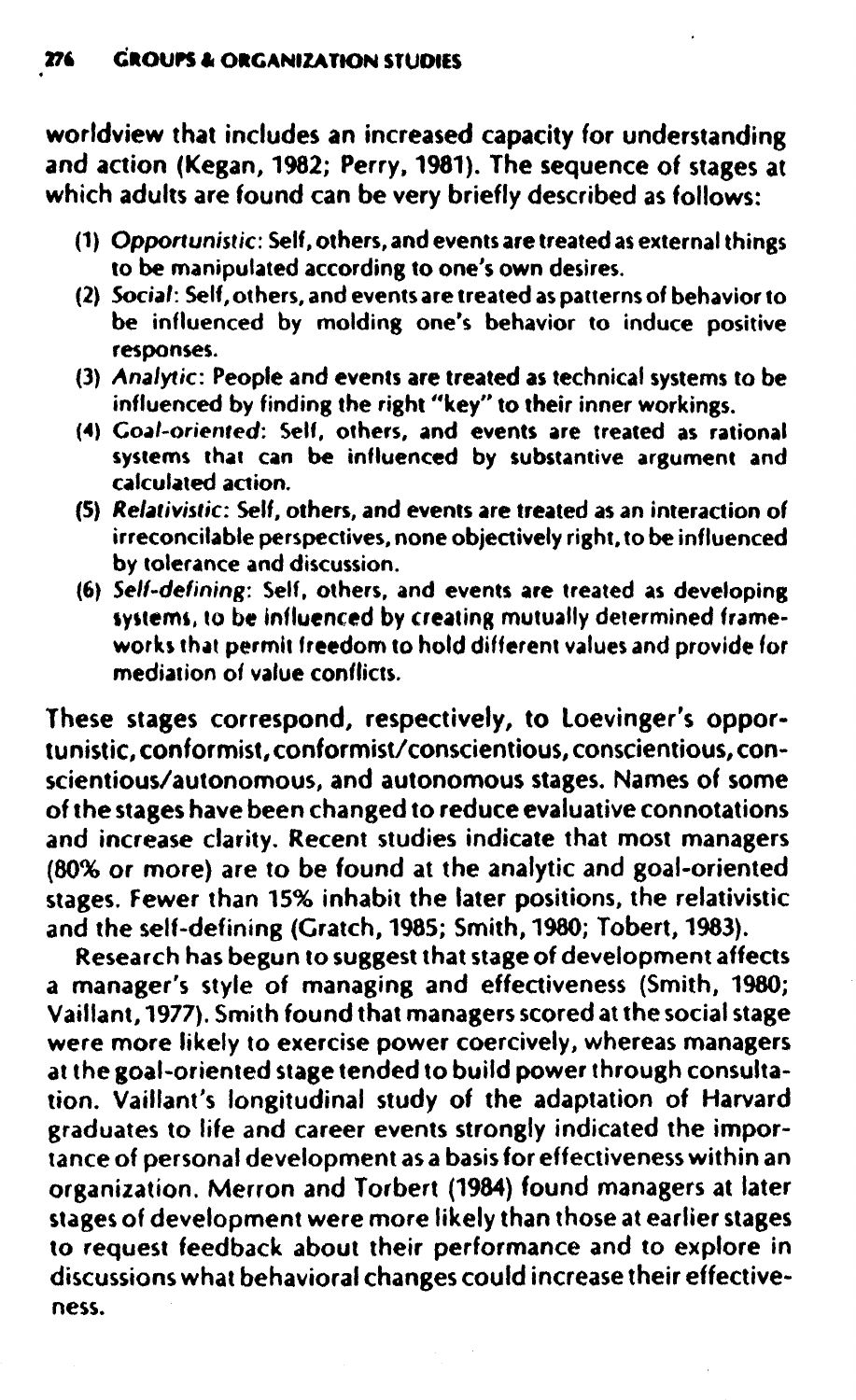worldview that includes an increased capacity for understanding and action (Kegan, 1982; Perry, 1981). The sequence of stages at which adults are found can be very briefly described as follows:

1. *Opportunistic*: Self, others, and events are treated as external things to be manipulated according to one's own desires.
2. *Social*: Self, others, and events are treated as patterns of behavior to be influenced by molding one's behavior to induce positive responses.
3. *Analytic*: People and events are treated as technical systems to be influenced by finding the right "key" to their inner workings.
4. *Goal-oriented*: Self, others, and events are treated as rational systems that can be influenced by substantive argument and calculated action.
5. *Relativistic*: Self, others, and events are treated as an interaction of irreconcilable perspectives, none objectively right, to be influenced by tolerance and discussion.
6. *Self-defining*: Self, others, and events are treated as developing systems, to be influenced by creating mutually determined frameworks that permit freedom to hold different values and provide for mediation of value conflicts.

These stages correspond, respectively, to Loevinger's opportunistic, conformist, conformist/conscientious, conscientious, conscientious/autonomous, and autonomous stages. Names of some of the stages have been changed to reduce evaluative connotations and increase clarity. Recent studies indicate that most managers (80% or more) are to be found at the analytic and goal-oriented stages. Fewer than 15% inhabit the later positions, the relativistic and the self-defining (Gratch, 1985; Smith, 1980; Tobert, 1983).

Research has begun to suggest that stage of development affects a manager's style of managing and effectiveness (Smith, 1980; Vaillant, 1977). Smith found that managers scored at the social stage were more likely to exercise power coercively, whereas managers at the goal-oriented stage tended to build power through consultation. Vaillant's longitudinal study of the adaptation of Harvard graduates to life and career events strongly indicated the importance of personal development as a basis for effectiveness within an organization. Merron and Torbert (1984) found managers at later stages of development were more likely than those at earlier stages to request feedback about their performance and to explore in discussions what behavioral changes could increase their effectiveness.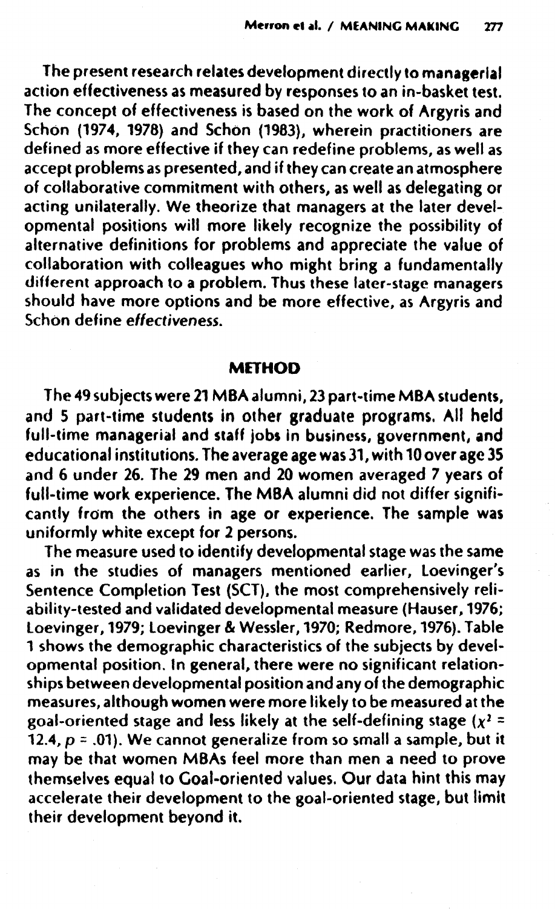The present research relates development directly to managerial action effectiveness as measured by responses to an in-basket test. The concept of effectiveness is based on the work of Argyris and Schön (1974, 1978) and Schön (1983), wherein practitioners are defined as more effective if they can redefine problems, as well as accept problems as presented, and if they can create an atmosphere of collaborative commitment with others, as well as delegating or acting unilaterally. We theorize that managers at the later developmental positions will more likely recognize the possibility of alternative definitions for problems and appreciate the value of collaboration with colleagues who might bring a fundamentally different approach to a problem. Thus these later-stage managers should have more options and be more effective, as Argyris and Schön define *effectiveness*.

## METHOD

The 49 subjects were 21 MBA alumni, 23 part-time MBA students, and 5 part-time students in other graduate programs. All held full-time managerial and staff jobs in business, government, and educational institutions. The average age was 31, with 10 over age 35 and 6 under 26. The 29 men and 20 women averaged 7 years of full-time work experience. The MBA alumni did not differ significantly from the others in age or experience. The sample was uniformly white except for 2 persons.

The measure used to identify developmental stage was the same as in the studies of managers mentioned earlier, Loevinger's Sentence Completion Test (SCT), the most comprehensively reliability-tested and validated developmental measure (Hauser, 1976; Loevinger, 1979; Loevinger & Wessler, 1970; Redmore, 1976). Table 1 shows the demographic characteristics of the subjects by developmental position. In general, there were no significant relationships between developmental position and any of the demographic measures, although women were more likely to be measured at the goal-oriented stage and less likely at the self-defining stage ($\chi^2 = 12.4$, $p = .01$). We cannot generalize from so small a sample, but it may be that women MBAs feel more than men a need to prove themselves equal to Goal-oriented values. Our data hint this may accelerate their development to the goal-oriented stage, but limit their development beyond it.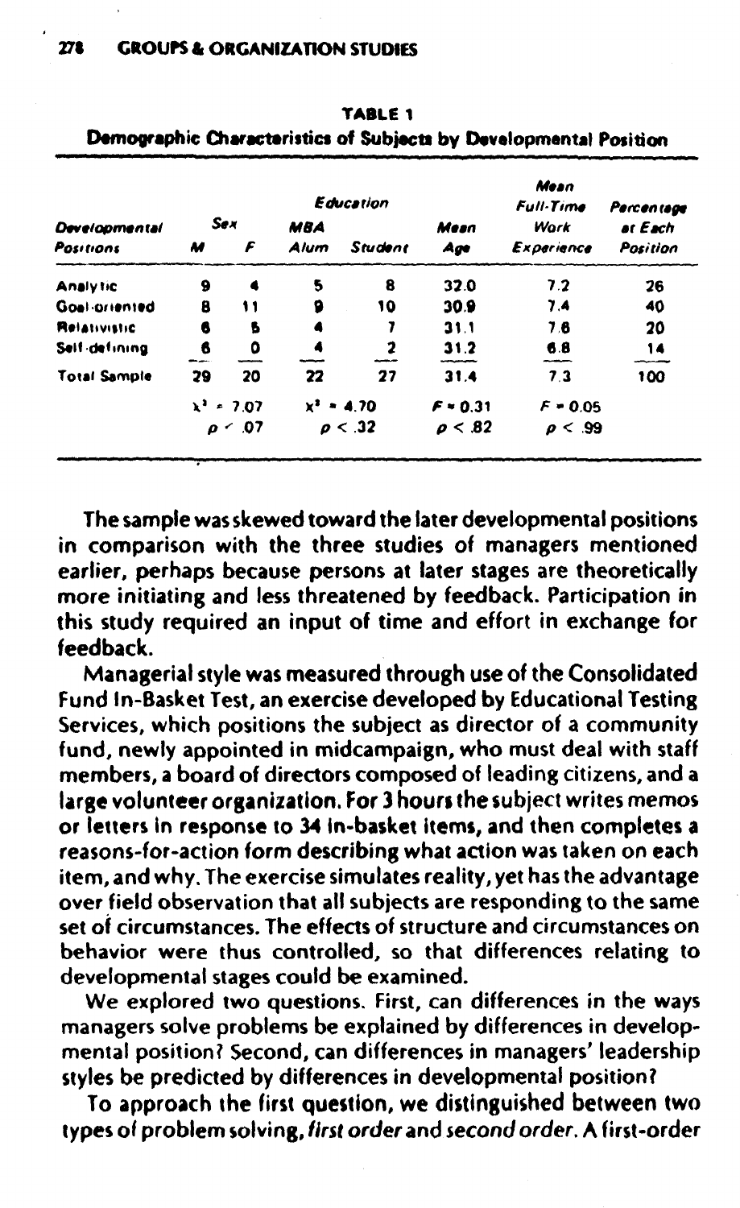**TABLE 1**
**Demographic Characteristics of Subjects by Developmental Position**

| Developmental Positions | Sex | | Education | | Mean Age | Mean Full-Time Work Experience | Percentage at Each Position |
|---|---|---|---|---|---|---|---|
| | M | F | MBA Alum | Student | | | |
| Analytic | 9 | 4 | 5 | 8 | 32.0 | 7.2 | 26 |
| Goal-oriented | 8 | 11 | 9 | 10 | 30.9 | 7.4 | 40 |
| Relativistic | 6 | 5 | 4 | 7 | 31.1 | 7.6 | 20 |
| Self-defining | 6 | 0 | 4 | 2 | 31.2 | 6.8 | 14 |
| Total Sample | 29 | 20 | 22 | 27 | 31.4 | 7.3 | 100 |
| | $\chi^2 = 7.07$ $p < .07$ | | $\chi^2 = 4.70$ $p < .32$ | | $F = 0.31$ $p < .82$ | $F = 0.05$ $p < .99$ | |

The sample was skewed toward the later developmental positions in comparison with the three studies of managers mentioned earlier, perhaps because persons at later stages are theoretically more initiating and less threatened by feedback. Participation in this study required an input of time and effort in exchange for feedback.

Managerial style was measured through use of the Consolidated Fund In-Basket Test, an exercise developed by Educational Testing Services, which positions the subject as director of a community fund, newly appointed in midcampaign, who must deal with staff members, a board of directors composed of leading citizens, and a large volunteer organization. For 3 hours the subject writes memos or letters in response to 34 in-basket items, and then completes a reasons-for-action form describing what action was taken on each item, and why. The exercise simulates reality, yet has the advantage over field observation that all subjects are responding to the same set of circumstances. The effects of structure and circumstances on behavior were thus controlled, so that differences relating to developmental stages could be examined.

We explored two questions. First, can differences in the ways managers solve problems be explained by differences in developmental position? Second, can differences in managers' leadership styles be predicted by differences in developmental position?

To approach the first question, we distinguished between two types of problem solving, *first order* and *second order*. A first-order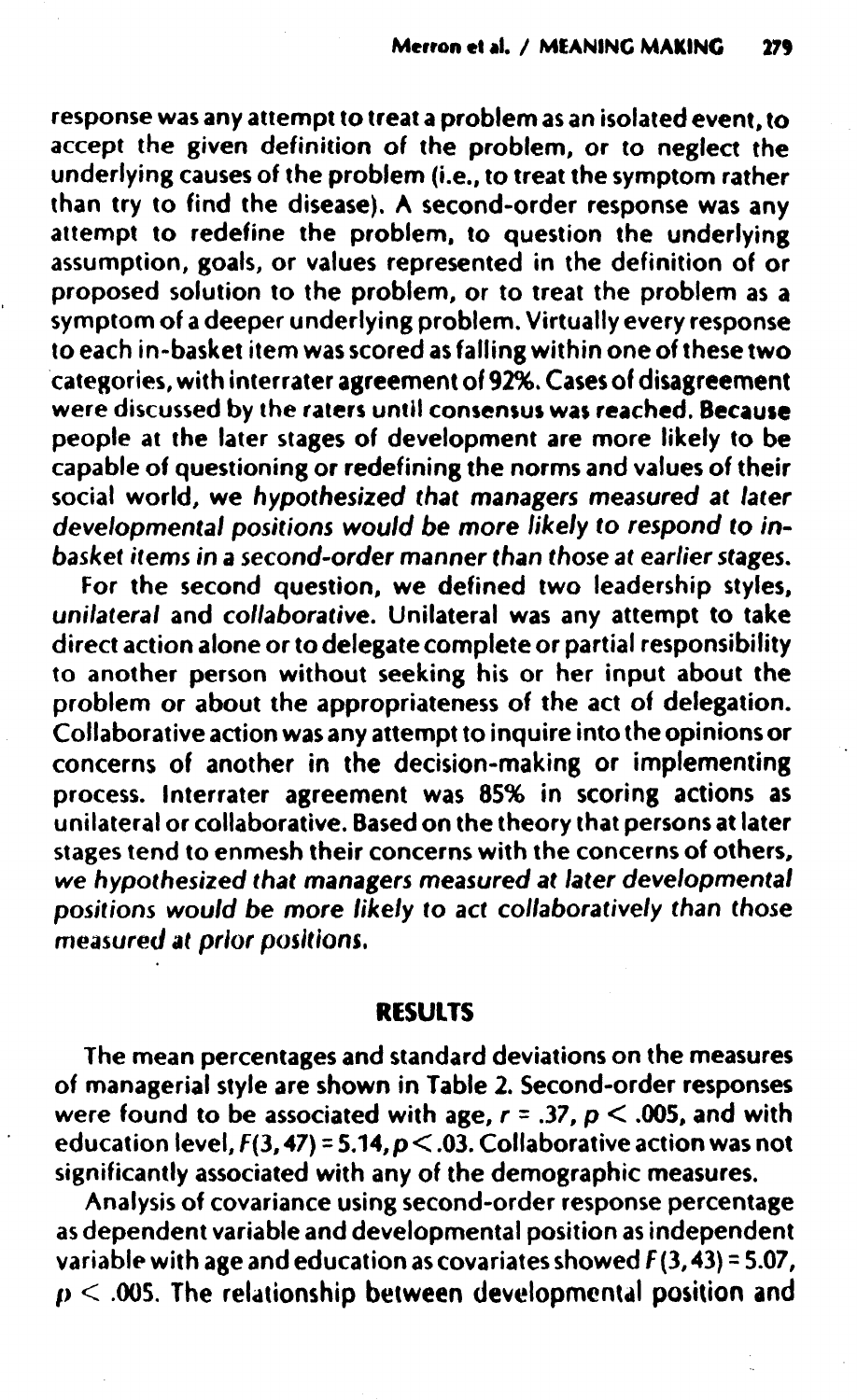response was any attempt to treat a problem as an isolated event, to accept the given definition of the problem, or to neglect the underlying causes of the problem (i.e., to treat the symptom rather than try to find the disease). A second-order response was any attempt to redefine the problem, to question the underlying assumption, goals, or values represented in the definition of or proposed solution to the problem, or to treat the problem as a symptom of a deeper underlying problem. Virtually every response to each in-basket item was scored as falling within one of these two categories, with interrater agreement of 92%. Cases of disagreement were discussed by the raters until consensus was reached. Because people at the later stages of development are more likely to be capable of questioning or redefining the norms and values of their social world, *we hypothesized that managers measured at later developmental positions would be more likely to respond to in-basket items in a second-order manner than those at earlier stages.*

For the second question, we defined two leadership styles, *unilateral* and *collaborative*. Unilateral was any attempt to take direct action alone or to delegate complete or partial responsibility to another person without seeking his or her input about the problem or about the appropriateness of the act of delegation. Collaborative action was any attempt to inquire into the opinions or concerns of another in the decision-making or implementing process. Interrater agreement was 85% in scoring actions as unilateral or collaborative. Based on the theory that persons at later stages tend to enmesh their concerns with the concerns of others, *we hypothesized that managers measured at later developmental positions would be more likely to act collaboratively than those measured at prior positions.*

## RESULTS

The mean percentages and standard deviations on the measures of managerial style are shown in Table 2. Second-order responses were found to be associated with age, $r = .37$, $p < .005$, and with education level, $F(3, 47) = 5.14$, $p < .03$. Collaborative action was not significantly associated with any of the demographic measures.

Analysis of covariance using second-order response percentage as dependent variable and developmental position as independent variable with age and education as covariates showed $F(3, 43) = 5.07$, $p < .005$. The relationship between developmental position and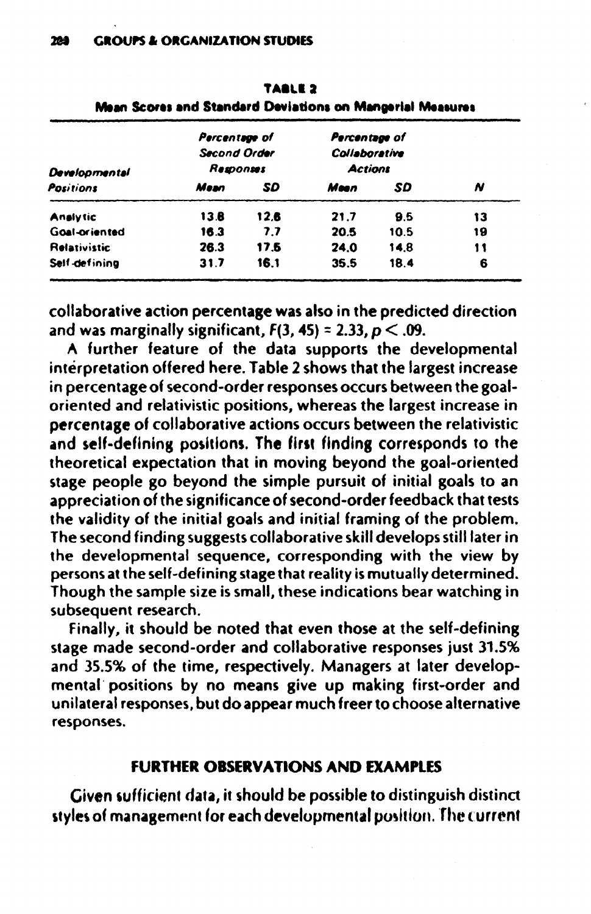**TABLE 2**
**Mean Scores and Standard Deviations on Mangerial Measures**

| *Developmental Positions* | *Percentage of Second Order Responses* | | *Percentage of Collaborative Actions* | | *N* |
|---|---|---|---|---|---|
| | *Mean* | *SD* | *Mean* | *SD* | |
| Analytic | 13.8 | 12.8 | 21.7 | 9.5 | 13 |
| Goal-oriented | 16.3 | 7.7 | 20.5 | 10.5 | 19 |
| Relativistic | 26.3 | 17.5 | 24.0 | 14.8 | 11 |
| Self-defining | 31.7 | 16.1 | 35.5 | 18.4 | 6 |

collaborative action percentage was also in the predicted direction and was marginally significant, $F(3, 45) = 2.33, p < .09$.

A further feature of the data supports the developmental interpretation offered here. Table 2 shows that the largest increase in percentage of second-order responses occurs between the goal-oriented and relativistic positions, whereas the largest increase in percentage of collaborative actions occurs between the relativistic and self-defining positions. The first finding corresponds to the theoretical expectation that in moving beyond the goal-oriented stage people go beyond the simple pursuit of initial goals to an appreciation of the significance of second-order feedback that tests the validity of the initial goals and initial framing of the problem. The second finding suggests collaborative skill develops still later in the developmental sequence, corresponding with the view by persons at the self-defining stage that reality is mutually determined. Though the sample size is small, these indications bear watching in subsequent research.

Finally, it should be noted that even those at the self-defining stage made second-order and collaborative responses just 31.5% and 35.5% of the time, respectively. Managers at later developmental positions by no means give up making first-order and unilateral responses, but do appear much freer to choose alternative responses.

## FURTHER OBSERVATIONS AND EXAMPLES

Given sufficient data, it should be possible to distinguish distinct styles of management for each developmental position. The current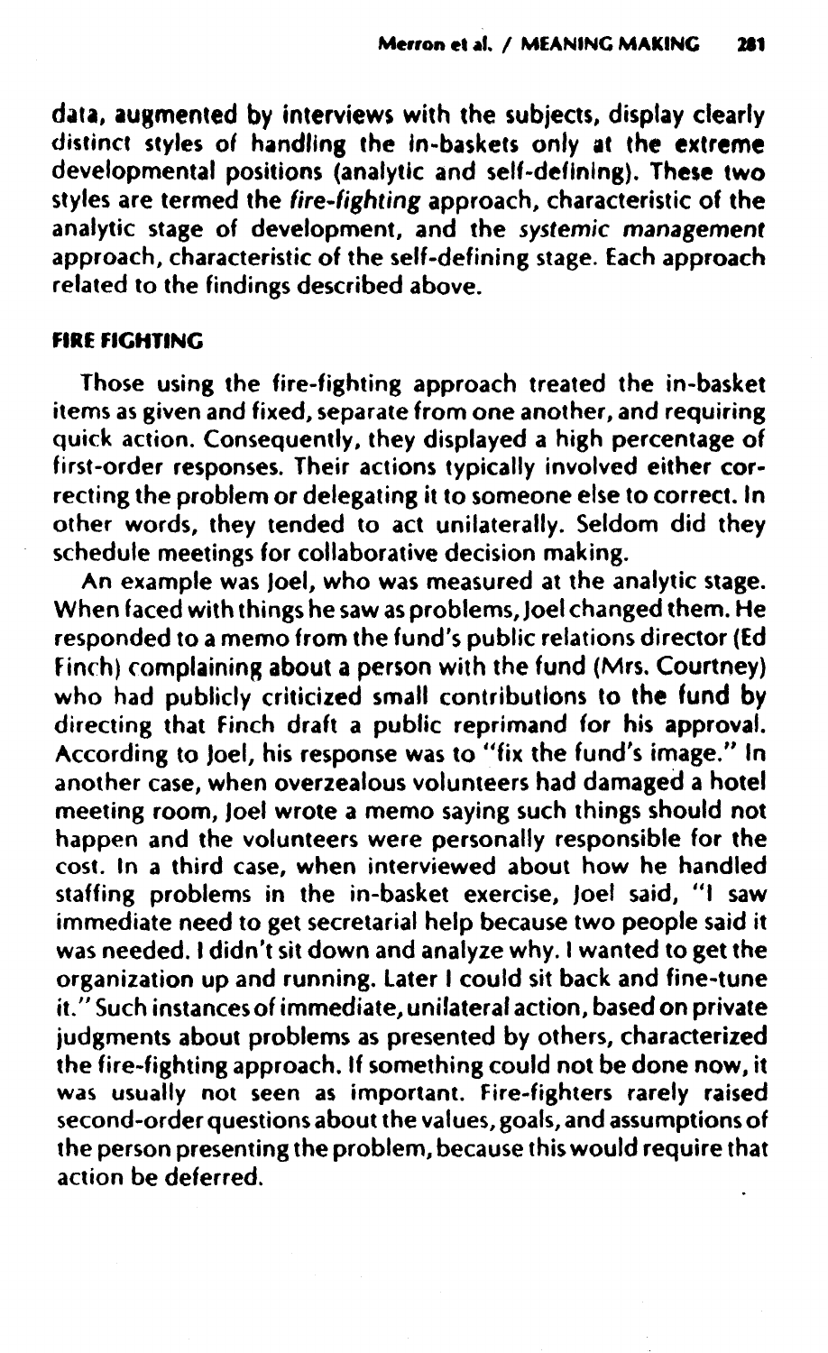data, augmented by interviews with the subjects, display clearly distinct styles of handling the in-baskets only at the extreme developmental positions (analytic and self-defining). These two styles are termed the *fire-fighting* approach, characteristic of the analytic stage of development, and the *systemic management* approach, characteristic of the self-defining stage. Each approach related to the findings described above.

### FIRE FIGHTING

Those using the fire-fighting approach treated the in-basket items as given and fixed, separate from one another, and requiring quick action. Consequently, they displayed a high percentage of first-order responses. Their actions typically involved either correcting the problem or delegating it to someone else to correct. In other words, they tended to act unilaterally. Seldom did they schedule meetings for collaborative decision making.

An example was Joel, who was measured at the analytic stage. When faced with things he saw as problems, Joel changed them. He responded to a memo from the fund's public relations director (Ed Finch) complaining about a person with the fund (Mrs. Courtney) who had publicly criticized small contributions to the fund by directing that Finch draft a public reprimand for his approval. According to Joel, his response was to "fix the fund's image." In another case, when overzealous volunteers had damaged a hotel meeting room, Joel wrote a memo saying such things should not happen and the volunteers were personally responsible for the cost. In a third case, when interviewed about how he handled staffing problems in the in-basket exercise, Joel said, "I saw immediate need to get secretarial help because two people said it was needed. I didn't sit down and analyze why. I wanted to get the organization up and running. Later I could sit back and fine-tune it." Such instances of immediate, unilateral action, based on private judgments about problems as presented by others, characterized the fire-fighting approach. If something could not be done now, it was usually not seen as important. Fire-fighters rarely raised second-order questions about the values, goals, and assumptions of the person presenting the problem, because this would require that action be deferred.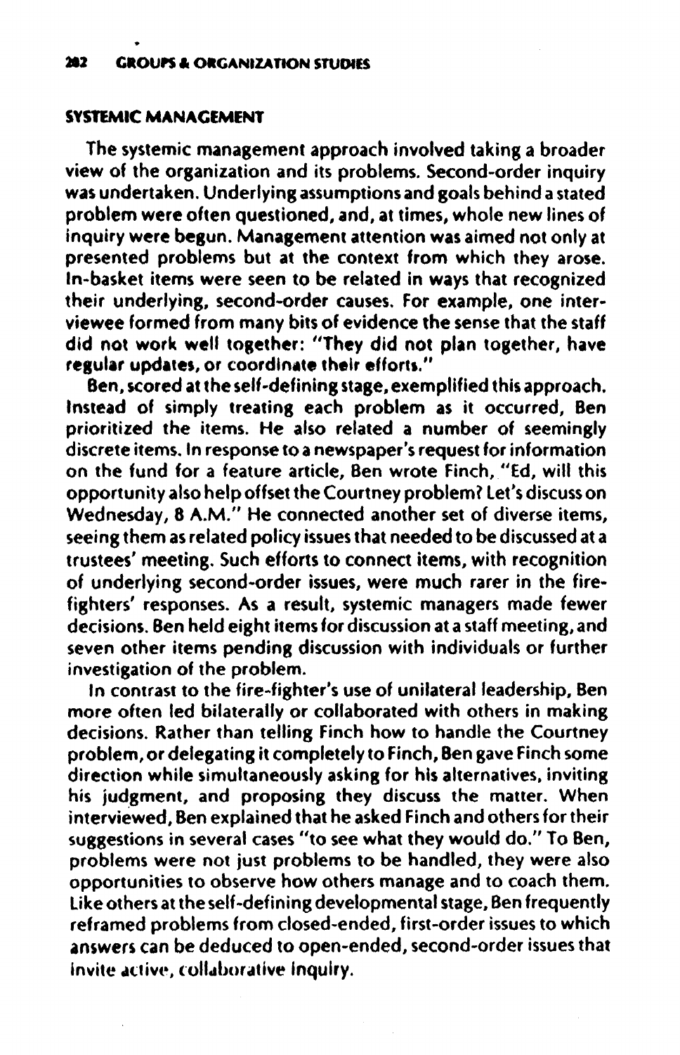## SYSTEMIC MANAGEMENT

The systemic management approach involved taking a broader view of the organization and its problems. Second-order inquiry was undertaken. Underlying assumptions and goals behind a stated problem were often questioned, and, at times, whole new lines of inquiry were begun. Management attention was aimed not only at presented problems but at the context from which they arose. In-basket items were seen to be related in ways that recognized their underlying, second-order causes. For example, one interviewee formed from many bits of evidence the sense that the staff did not work well together: "They did not plan together, have regular updates, or coordinate their efforts."

Ben, scored at the self-defining stage, exemplified this approach. Instead of simply treating each problem as it occurred, Ben prioritized the items. He also related a number of seemingly discrete items. In response to a newspaper's request for information on the fund for a feature article, Ben wrote Finch, "Ed, will this opportunity also help offset the Courtney problem? Let's discuss on Wednesday, 8 A.M." He connected another set of diverse items, seeing them as related policy issues that needed to be discussed at a trustees' meeting. Such efforts to connect items, with recognition of underlying second-order issues, were much rarer in the fire-fighters' responses. As a result, systemic managers made fewer decisions. Ben held eight items for discussion at a staff meeting, and seven other items pending discussion with individuals or further investigation of the problem.

In contrast to the fire-fighter's use of unilateral leadership, Ben more often led bilaterally or collaborated with others in making decisions. Rather than telling Finch how to handle the Courtney problem, or delegating it completely to Finch, Ben gave Finch some direction while simultaneously asking for his alternatives, inviting his judgment, and proposing they discuss the matter. When interviewed, Ben explained that he asked Finch and others for their suggestions in several cases "to see what they would do." To Ben, problems were not just problems to be handled, they were also opportunities to observe how others manage and to coach them. Like others at the self-defining developmental stage, Ben frequently reframed problems from closed-ended, first-order issues to which answers can be deduced to open-ended, second-order issues that invite active, collaborative inquiry.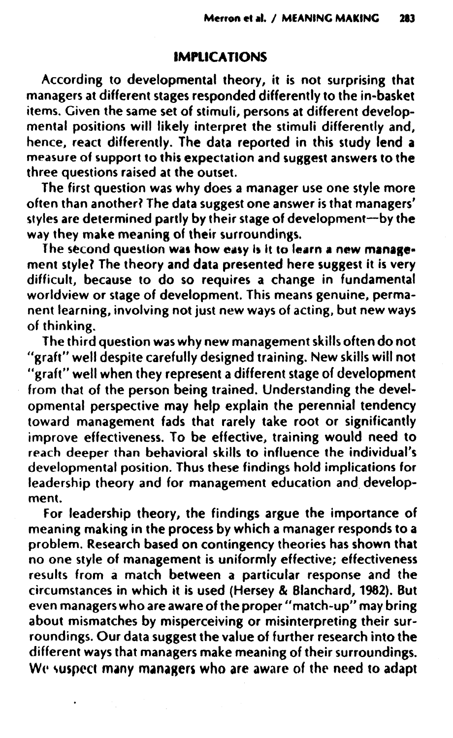## IMPLICATIONS

According to developmental theory, it is not surprising that managers at different stages responded differently to the in-basket items. Given the same set of stimuli, persons at different developmental positions will likely interpret the stimuli differently and, hence, react differently. The data reported in this study lend a measure of support to this expectation and suggest answers to the three questions raised at the outset.

The first question was why does a manager use one style more often than another? The data suggest one answer is that managers' styles are determined partly by their stage of development—by the way they make meaning of their surroundings.

The second question was how easy is it to learn a new management style? The theory and data presented here suggest it is very difficult, because to do so requires a change in fundamental worldview or stage of development. This means genuine, permanent learning, involving not just new ways of acting, but new ways of thinking.

The third question was why new management skills often do not "graft" well despite carefully designed training. New skills will not "graft" well when they represent a different stage of development from that of the person being trained. Understanding the developmental perspective may help explain the perennial tendency toward management fads that rarely take root or significantly improve effectiveness. To be effective, training would need to reach deeper than behavioral skills to influence the individual's developmental position. Thus these findings hold implications for leadership theory and for management education and development.

For leadership theory, the findings argue the importance of meaning making in the process by which a manager responds to a problem. Research based on contingency theories has shown that no one style of management is uniformly effective; effectiveness results from a match between a particular response and the circumstances in which it is used (Hersey & Blanchard, 1982). But even managers who are aware of the proper "match-up" may bring about mismatches by misperceiving or misinterpreting their surroundings. Our data suggest the value of further research into the different ways that managers make meaning of their surroundings. We suspect many managers who are aware of the need to adapt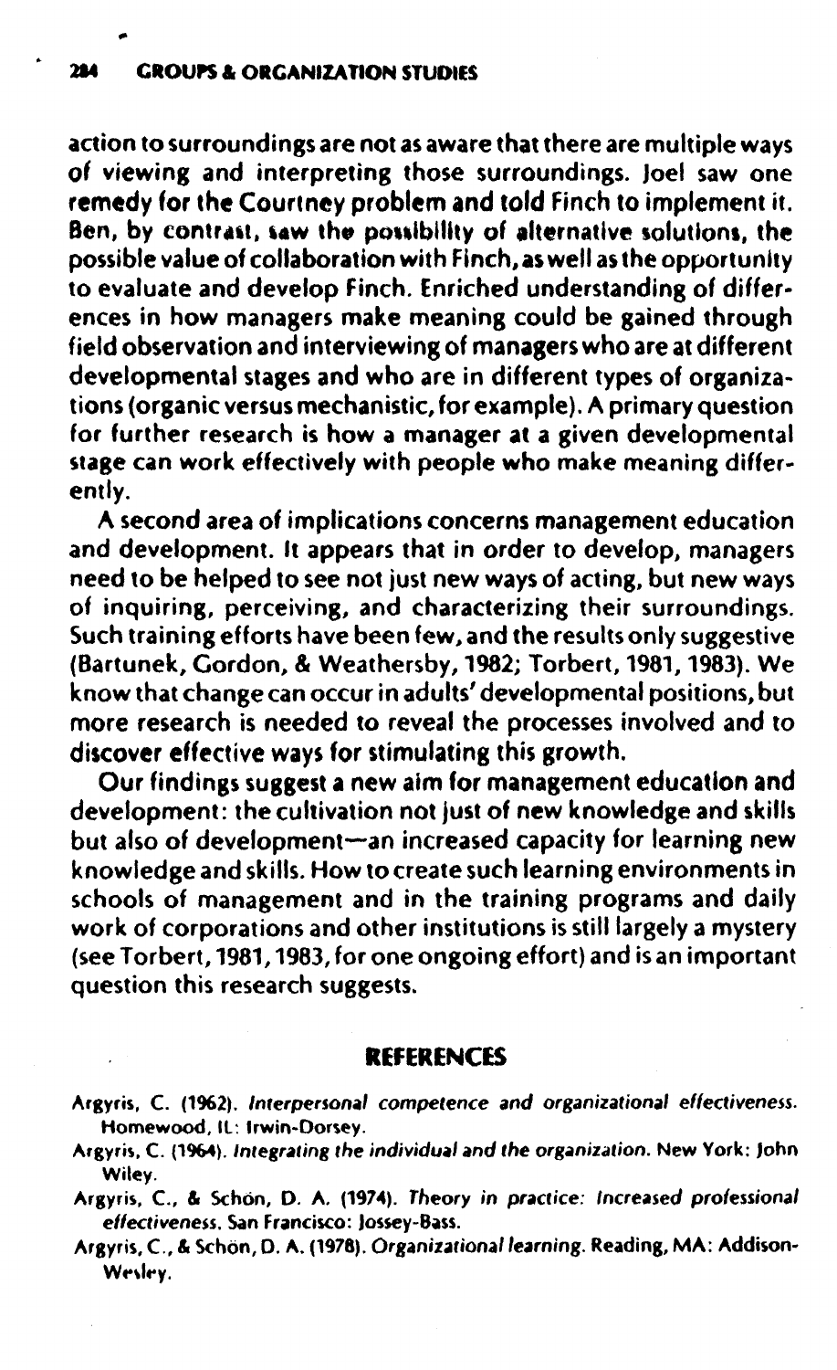action to surroundings are not as aware that there are multiple ways of viewing and interpreting those surroundings. Joel saw one remedy for the Courtney problem and told Finch to implement it. Ben, by contrast, saw the possibility of alternative solutions, the possible value of collaboration with Finch, as well as the opportunity to evaluate and develop Finch. Enriched understanding of differences in how managers make meaning could be gained through field observation and interviewing of managers who are at different developmental stages and who are in different types of organizations (organic versus mechanistic, for example). A primary question for further research is how a manager at a given developmental stage can work effectively with people who make meaning differently.

A second area of implications concerns management education and development. It appears that in order to develop, managers need to be helped to see not just new ways of acting, but new ways of inquiring, perceiving, and characterizing their surroundings. Such training efforts have been few, and the results only suggestive (Bartunek, Gordon, & Weathersby, 1982; Torbert, 1981, 1983). We know that change can occur in adults' developmental positions, but more research is needed to reveal the processes involved and to discover effective ways for stimulating this growth.

Our findings suggest a new aim for management education and development: the cultivation not just of new knowledge and skills but also of development—an increased capacity for learning new knowledge and skills. How to create such learning environments in schools of management and in the training programs and daily work of corporations and other institutions is still largely a mystery (see Torbert, 1981, 1983, for one ongoing effort) and is an important question this research suggests.

## REFERENCES

Argyris, C. (1962). *Interpersonal competence and organizational effectiveness.* Homewood, IL: Irwin-Dorsey.

Argyris, C. (1964). *Integrating the individual and the organization.* New York: John Wiley.

Argyris, C., & Schön, D. A. (1974). *Theory in practice: Increased professional effectiveness.* San Francisco: Jossey-Bass.

Argyris, C., & Schön, D. A. (1978). *Organizational learning.* Reading, MA: Addison-Wesley.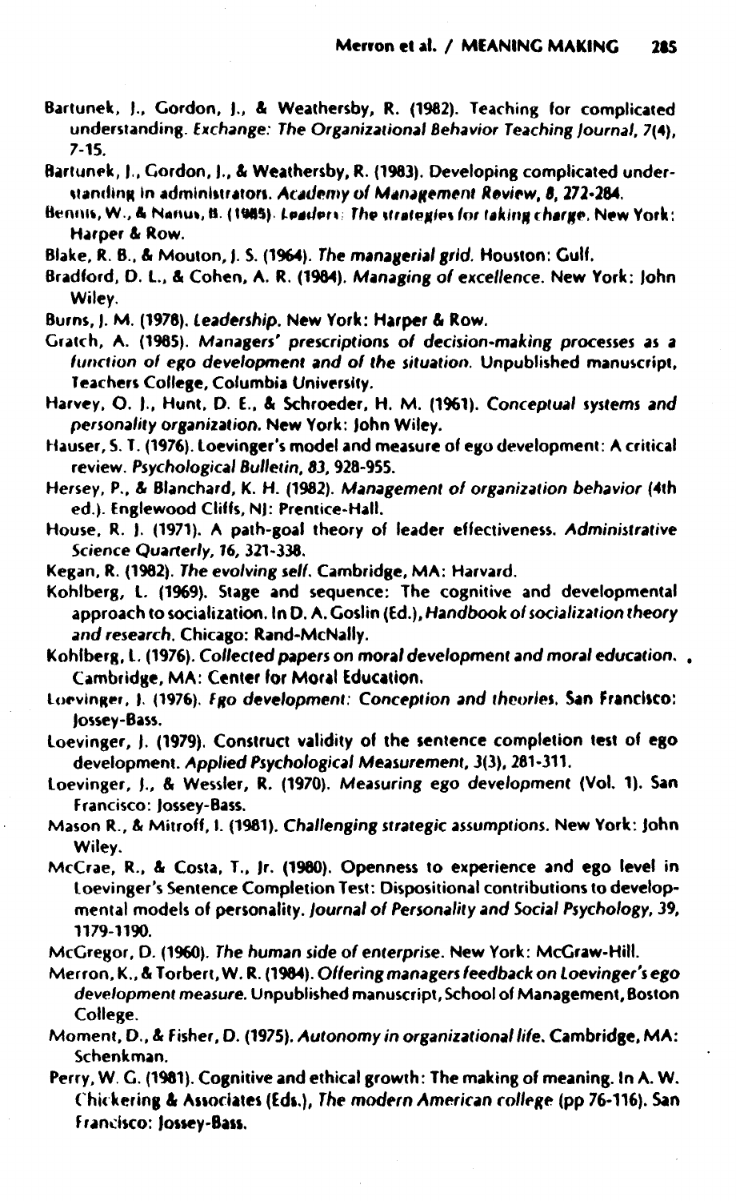Bartunek, J., Gordon, J., & Weathersby, R. (1982). Teaching for complicated understanding. *Exchange: The Organizational Behavior Teaching Journal, 7*(4), 7-15.

Bartunek, J., Gordon, J., & Weathersby, R. (1983). Developing complicated understanding in administrators. *Academy of Management Review, 8*, 272-284.

Bennis, W., & Nanus, B. (1985). *Leaders: The strategies for taking charge.* New York: Harper & Row.

Blake, R. B., & Mouton, J. S. (1964). *The managerial grid.* Houston: Gulf.

Bradford, D. L., & Cohen, A. R. (1984). *Managing of excellence.* New York: John Wiley.

Burns, J. M. (1978). *Leadership.* New York: Harper & Row.

Gratch, A. (1985). *Managers' prescriptions of decision-making processes as a function of ego development and of the situation.* Unpublished manuscript, Teachers College, Columbia University.

Harvey, O. J., Hunt, D. E., & Schroeder, H. M. (1961). *Conceptual systems and personality organization.* New York: John Wiley.

Hauser, S. T. (1976). Loevinger's model and measure of ego development: A critical review. *Psychological Bulletin, 83*, 928-955.

Hersey, P., & Blanchard, K. H. (1982). *Management of organization behavior* (4th ed.). Englewood Cliffs, NJ: Prentice-Hall.

House, R. J. (1971). A path-goal theory of leader effectiveness. *Administrative Science Quarterly, 16*, 321-338.

Kegan, R. (1982). *The evolving self.* Cambridge, MA: Harvard.

Kohlberg, L. (1969). Stage and sequence: The cognitive and developmental approach to socialization. In D. A. Goslin (Ed.), *Handbook of socialization theory and research.* Chicago: Rand-McNally.

Kohlberg, L. (1976). *Collected papers on moral development and moral education.* Cambridge, MA: Center for Moral Education.

Loevinger, J. (1976). *Ego development: Conception and theories.* San Francisco: Jossey-Bass.

Loevinger, J. (1979). Construct validity of the sentence completion test of ego development. *Applied Psychological Measurement, 3*(3), 281-311.

Loevinger, J., & Wessler, R. (1970). *Measuring ego development* (Vol. 1). San Francisco: Jossey-Bass.

Mason R., & Mitroff, I. (1981). *Challenging strategic assumptions.* New York: John Wiley.

McCrae, R., & Costa, T., Jr. (1980). Openness to experience and ego level in Loevinger's Sentence Completion Test: Dispositional contributions to developmental models of personality. *Journal of Personality and Social Psychology, 39*, 1179-1190.

McGregor, D. (1960). *The human side of enterprise.* New York: McGraw-Hill.

Merron, K., & Torbert, W. R. (1984). *Offering managers feedback on Loevinger's ego development measure.* Unpublished manuscript, School of Management, Boston College.

Moment, D., & Fisher, D. (1975). *Autonomy in organizational life.* Cambridge, MA: Schenkman.

Perry, W. G. (1981). Cognitive and ethical growth: The making of meaning. In A. W. Chickering & Associates (Eds.), *The modern American college* (pp 76-116). San Francisco: Jossey-Bass.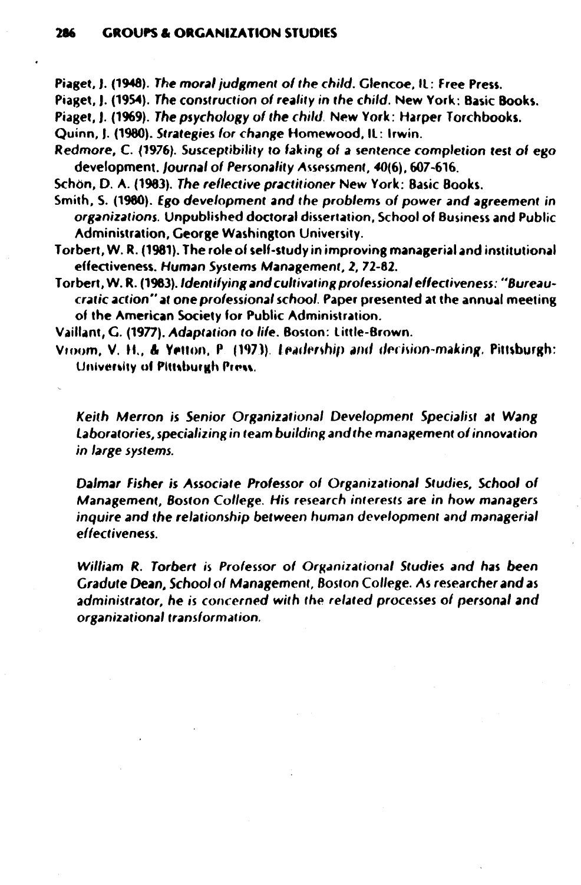Piaget, J. (1948). *The moral judgment of the child*. Glencoe, IL: Free Press.

Piaget, J. (1954). *The construction of reality in the child*. New York: Basic Books.

Piaget, J. (1969). *The psychology of the child*. New York: Harper Torchbooks.

Quinn, J. (1980). *Strategies for change* Homewood, IL: Irwin.

Redmore, C. (1976). Susceptibility to faking of a sentence completion test of ego development. *Journal of Personality Assessment, 40*(6), 607-616.

Schön, D. A. (1983). *The reflective practitioner* New York: Basic Books.

Smith, S. (1980). *Ego development and the problems of power and agreement in organizations*. Unpublished doctoral dissertation, School of Business and Public Administration, George Washington University.

Torbert, W. R. (1981). The role of self-study in improving managerial and institutional effectiveness. *Human Systems Management, 2*, 72-82.

Torbert, W. R. (1983). *Identifying and cultivating professional effectiveness: "Bureaucratic action" at one professional school*. Paper presented at the annual meeting of the American Society for Public Administration.

Vaillant, G. (1977). *Adaptation to life*. Boston: Little-Brown.

Vroom, V. H., & Yetton, P. (1973). *Leadership and decision-making*. Pittsburgh: University of Pittsburgh Press.

*Keith Merron is Senior Organizational Development Specialist at Wang Laboratories, specializing in team building and the management of innovation in large systems.*

*Dalmar Fisher is Associate Professor of Organizational Studies, School of Management, Boston College. His research interests are in how managers inquire and the relationship between human development and managerial effectiveness.*

*William R. Torbert is Professor of Organizational Studies and has been Gradute Dean, School of Management, Boston College. As researcher and as administrator, he is concerned with the related processes of personal and organizational transformation.*